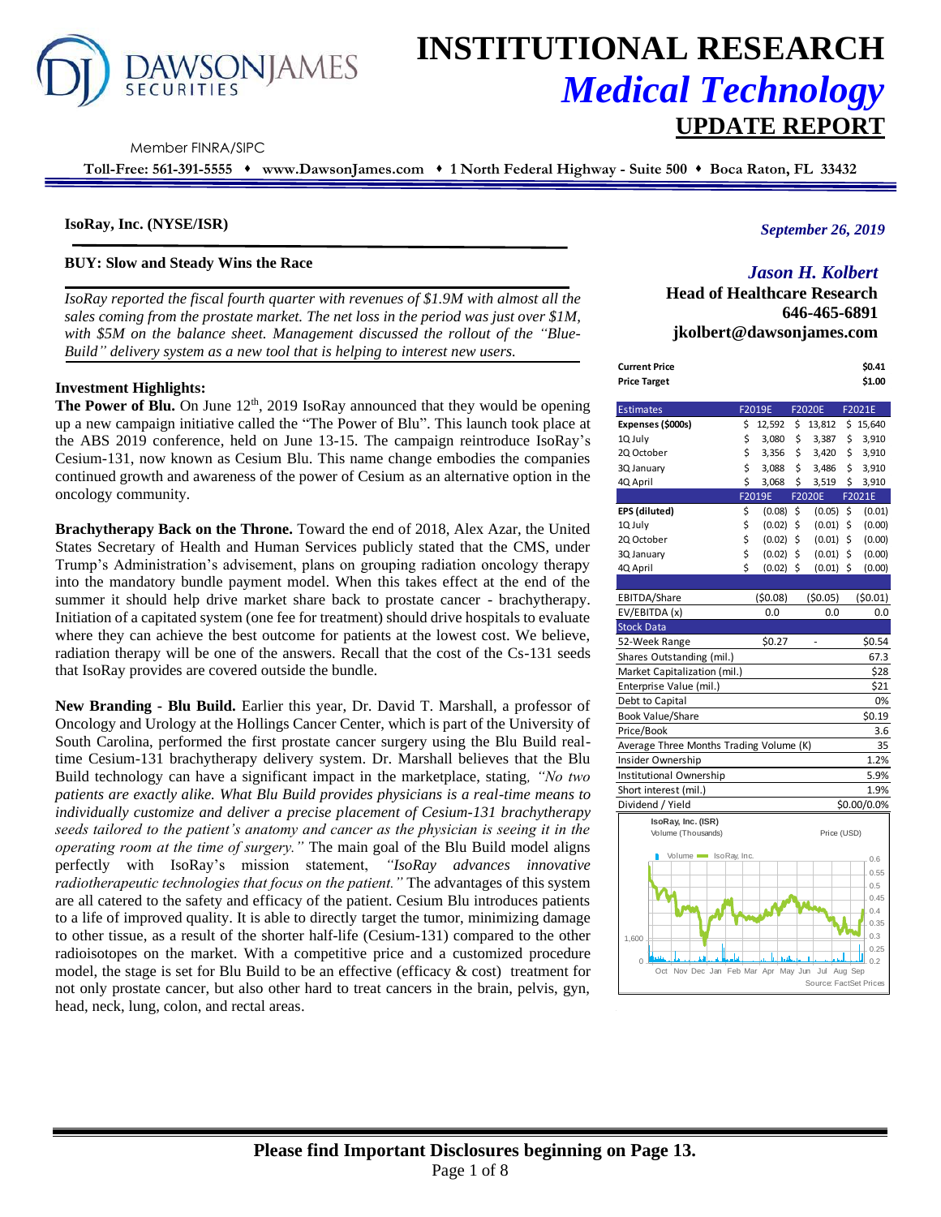# INSTITUTIONAL RESEARCH
## *Medical Technology*
## UPDATE REPORT

DAWSONJAMES SECURITIES

Member FINRA/SIPC

**Toll-Free: 561-391-5555 ♦ www.DawsonJames.com ♦ 1 North Federal Highway - Suite 500 ♦ Boca Raton, FL 33432**

**IsoRay, Inc. (NYSE/ISR)**

*September 26, 2019*

**BUY: Slow and Steady Wins the Race**

*IsoRay reported the fiscal fourth quarter with revenues of $1.9M with almost all the sales coming from the prostate market. The net loss in the period was just over $1M, with $5M on the balance sheet. Management discussed the rollout of the "Blue-Build" delivery system as a new tool that is helping to interest new users.*

*Jason H. Kolbert*
**Head of Healthcare Research**
**646-465-6891**
**jkolbert@dawsonjames.com**

| | |
|---|---|
| **Current Price** | **$0.41** |
| **Price Target** | **$1.00** |

| Estimates | F2019E | F2020E | F2021E |
|---|---|---|---|
| **Expenses ($000s)** | $ 12,592 | $ 13,812 | $ 15,640 |
| 1Q July | $ 3,080 | $ 3,387 | $ 3,910 |
| 2Q October | $ 3,356 | $ 3,420 | $ 3,910 |
| 3Q January | $ 3,088 | $ 3,486 | $ 3,910 |
| 4Q April | $ 3,068 | $ 3,519 | $ 3,910 |
| | **F2019E** | **F2020E** | **F2021E** |
| **EPS (diluted)** | $ (0.08) | $ (0.05) | $ (0.01) |
| 1Q July | $ (0.02) | $ (0.01) | $ (0.00) |
| 2Q October | $ (0.02) | $ (0.01) | $ (0.00) |
| 3Q January | $ (0.02) | $ (0.01) | $ (0.00) |
| 4Q April | $ (0.02) | $ (0.01) | $ (0.00) |
| | | | |
| EBITDA/Share | ($0.08) | ($0.05) | ($0.01) |
| EV/EBITDA (x) | 0.0 | 0.0 | 0.0 |

| Stock Data | | | |
|---|---|---|---|
| 52-Week Range | $0.27 | - | $0.54 |
| Shares Outstanding (mil.) | | | 67.3 |
| Market Capitalization (mil.) | | | $28 |
| Enterprise Value (mil.) | | | $21 |
| Debt to Capital | | | 0% |
| Book Value/Share | | | $0.19 |
| Price/Book | | | 3.6 |
| Average Three Months Trading Volume (K) | | | 35 |
| Insider Ownership | | | 1.2% |
| Institutional Ownership | | | 5.9% |
| Short interest (mil.) | | | 1.9% |
| Dividend / Yield | | | $0.00/0.0% |

IsoRay, Inc. (ISR) Volume (Thousands) Price (USD)

Source: FactSet Prices

**Investment Highlights:**

**The Power of Blu.** On June 12th, 2019 IsoRay announced that they would be opening up a new campaign initiative called the "The Power of Blu". This launch took place at the ABS 2019 conference, held on June 13-15. The campaign reintroduce IsoRay's Cesium-131, now known as Cesium Blu. This name change embodies the companies continued growth and awareness of the power of Cesium as an alternative option in the oncology community.

**Brachytherapy Back on the Throne.** Toward the end of 2018, Alex Azar, the United States Secretary of Health and Human Services publicly stated that the CMS, under Trump's Administration's advisement, plans on grouping radiation oncology therapy into the mandatory bundle payment model. When this takes effect at the end of the summer it should help drive market share back to prostate cancer - brachytherapy. Initiation of a capitated system (one fee for treatment) should drive hospitals to evaluate where they can achieve the best outcome for patients at the lowest cost. We believe, radiation therapy will be one of the answers. Recall that the cost of the Cs-131 seeds that IsoRay provides are covered outside the bundle.

**New Branding - Blu Build.** Earlier this year, Dr. David T. Marshall, a professor of Oncology and Urology at the Hollings Cancer Center, which is part of the University of South Carolina, performed the first prostate cancer surgery using the Blu Build real-time Cesium-131 brachytherapy delivery system. Dr. Marshall believes that the Blu Build technology can have a significant impact in the marketplace, stating, *"No two patients are exactly alike. What Blu Build provides physicians is a real-time means to individually customize and deliver a precise placement of Cesium-131 brachytherapy seeds tailored to the patient's anatomy and cancer as the physician is seeing it in the operating room at the time of surgery."* The main goal of the Blu Build model aligns perfectly with IsoRay's mission statement, *"IsoRay advances innovative radiotherapeutic technologies that focus on the patient."* The advantages of this system are all catered to the safety and efficacy of the patient. Cesium Blu introduces patients to a life of improved quality. It is able to directly target the tumor, minimizing damage to other tissue, as a result of the shorter half-life (Cesium-131) compared to the other radioisotopes on the market. With a competitive price and a customized procedure model, the stage is set for Blu Build to be an effective (efficacy & cost) treatment for not only prostate cancer, but also other hard to treat cancers in the brain, pelvis, gyn, head, neck, lung, colon, and rectal areas.

**Please find Important Disclosures beginning on Page 13.**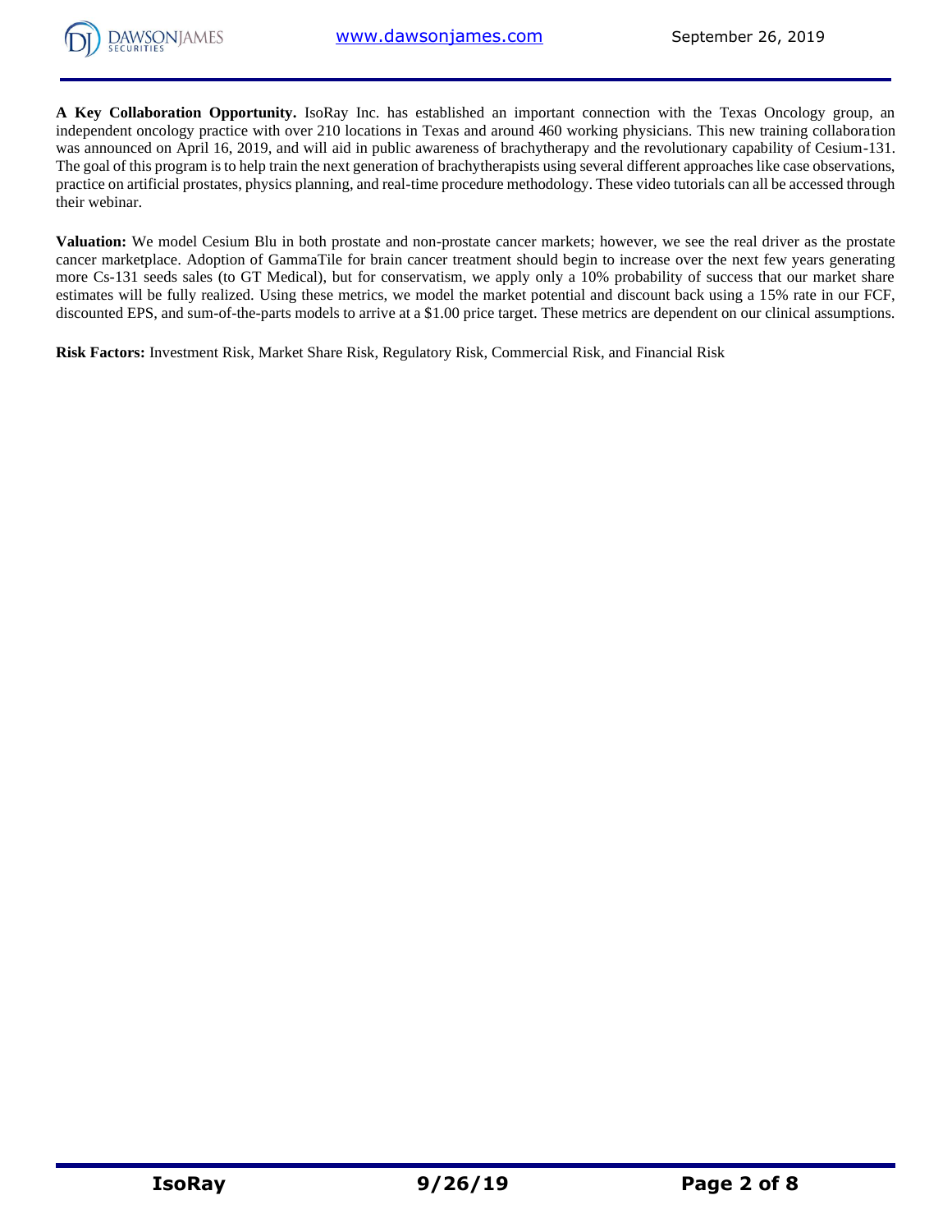**A Key Collaboration Opportunity.** IsoRay Inc. has established an important connection with the Texas Oncology group, an independent oncology practice with over 210 locations in Texas and around 460 working physicians. This new training collaboration was announced on April 16, 2019, and will aid in public awareness of brachytherapy and the revolutionary capability of Cesium-131. The goal of this program is to help train the next generation of brachytherapists using several different approaches like case observations, practice on artificial prostates, physics planning, and real-time procedure methodology. These video tutorials can all be accessed through their webinar.

**Valuation:** We model Cesium Blu in both prostate and non-prostate cancer markets; however, we see the real driver as the prostate cancer marketplace. Adoption of GammaTile for brain cancer treatment should begin to increase over the next few years generating more Cs-131 seeds sales (to GT Medical), but for conservatism, we apply only a 10% probability of success that our market share estimates will be fully realized. Using these metrics, we model the market potential and discount back using a 15% rate in our FCF, discounted EPS, and sum-of-the-parts models to arrive at a $1.00 price target. These metrics are dependent on our clinical assumptions.

**Risk Factors:** Investment Risk, Market Share Risk, Regulatory Risk, Commercial Risk, and Financial Risk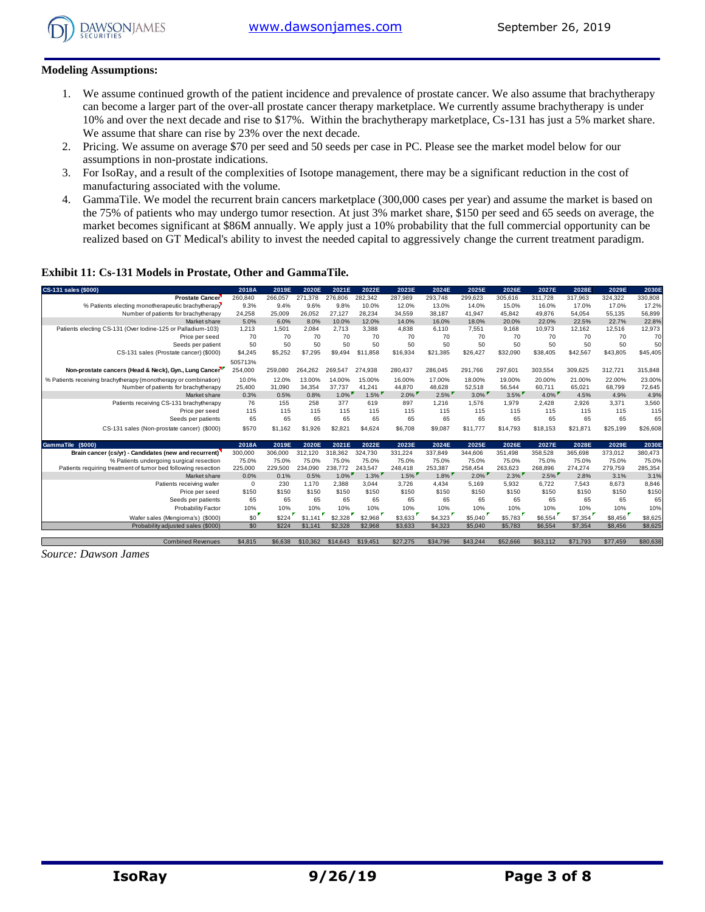**Modeling Assumptions:**

1. We assume continued growth of the patient incidence and prevalence of prostate cancer. We also assume that brachytherapy can become a larger part of the over-all prostate cancer therapy marketplace. We currently assume brachytherapy is under 10% and over the next decade and rise to $17%. Within the brachytherapy marketplace, Cs-131 has just a 5% market share. We assume that share can rise by 23% over the next decade.
2. Pricing. We assume on average $70 per seed and 50 seeds per case in PC. Please see the market model below for our assumptions in non-prostate indications.
3. For IsoRay, and a result of the complexities of Isotope management, there may be a significant reduction in the cost of manufacturing associated with the volume.
4. GammaTile. We model the recurrent brain cancers marketplace (300,000 cases per year) and assume the market is based on the 75% of patients who may undergo tumor resection. At just 3% market share, $150 per seed and 65 seeds on average, the market becomes significant at $86M annually. We apply just a 10% probability that the full commercial opportunity can be realized based on GT Medical's ability to invest the needed capital to aggressively change the current treatment paradigm.

**Exhibit 11: Cs-131 Models in Prostate, Other and GammaTile.**

| CS-131 sales ($000) | 2018A | 2019E | 2020E | 2021E | 2022E | 2023E | 2024E | 2025E | 2026E | 2027E | 2028E | 2029E | 2030E |
|---|---|---|---|---|---|---|---|---|---|---|---|---|---|
| **Prostate Cancer** | 260,840 | 266,057 | 271,378 | 276,806 | 282,342 | 287,989 | 293,748 | 299,623 | 305,616 | 311,728 | 317,963 | 324,322 | 330,808 |
| % Patients electing monotherapeutic brachytherapy | 9.3% | 9.4% | 9.6% | 9.8% | 10.0% | 12.0% | 13.0% | 14.0% | 15.0% | 16.0% | 17.0% | 17.0% | 17.2% |
| Number of patients for brachytherapy | 24,258 | 25,009 | 26,052 | 27,127 | 28,234 | 34,559 | 38,187 | 41,947 | 45,842 | 49,876 | 54,054 | 55,135 | 56,899 |
| Market share | 5.0% | 6.0% | 8.0% | 10.0% | 12.0% | 14.0% | 16.0% | 18.0% | 20.0% | 22.0% | 22.5% | 22.7% | 22.8% |
| Patients electing CS-131 (Over Iodine-125 or Palladium-103) | 1,213 | 1,501 | 2,084 | 2,713 | 3,388 | 4,838 | 6,110 | 7,551 | 9,168 | 10,973 | 12,162 | 12,516 | 12,973 |
| Price per seed | 70 | 70 | 70 | 70 | 70 | 70 | 70 | 70 | 70 | 70 | 70 | 70 | 70 |
| Seeds per patient | 50 | 50 | 50 | 50 | 50 | 50 | 50 | 50 | 50 | 50 | 50 | 50 | 50 |
| CS-131 sales (Prostate cancer) ($000) | $4,245 | $5,252 | $7,295 | $9,494 | $11,858 | $16,934 | $21,385 | $26,427 | $32,090 | $38,405 | $42,567 | $43,805 | $45,405 |
| | 505713% | | | | | | | | | | | | |
| **Non-prostate cancers (Head & Neck), Gyn., Lung Cancer** | 254,000 | 259,080 | 264,262 | 269,547 | 274,938 | 280,437 | 286,045 | 291,766 | 297,601 | 303,554 | 309,625 | 312,721 | 315,848 |
| % Patients receiving brachytherapy (monotherapy or combination) | 10.0% | 12.0% | 13.00% | 14.00% | 15.00% | 16.00% | 17.00% | 18.00% | 19.00% | 20.00% | 21.00% | 22.00% | 23.00% |
| Number of patients for brachytherapy | 25,400 | 31,090 | 34,354 | 37,737 | 41,241 | 44,870 | 48,628 | 52,518 | 56,544 | 60,711 | 65,021 | 68,799 | 72,645 |
| Market share | 0.3% | 0.5% | 0.8% | 1.0% | 1.5% | 2.0% | 2.5% | 3.0% | 3.5% | 4.0% | 4.5% | 4.9% | 4.9% |
| Patients receiving CS-131 brachytherapy | 76 | 155 | 258 | 377 | 619 | 897 | 1,216 | 1,576 | 1,979 | 2,428 | 2,926 | 3,371 | 3,560 |
| Price per seed | 115 | 115 | 115 | 115 | 115 | 115 | 115 | 115 | 115 | 115 | 115 | 115 | 115 |
| Seeds per patients | 65 | 65 | 65 | 65 | 65 | 65 | 65 | 65 | 65 | 65 | 65 | 65 | 65 |
| CS-131 sales (Non-prostate cancer) ($000) | $570 | $1,162 | $1,926 | $2,821 | $4,624 | $6,708 | $9,087 | $11,777 | $14,793 | $18,153 | $21,871 | $25,199 | $26,608 |
| **GammaTile ($000)** | **2018A** | **2019E** | **2020E** | **2021E** | **2022E** | **2023E** | **2024E** | **2025E** | **2026E** | **2027E** | **2028E** | **2029E** | **2030E** |
| **Brain cancer (cs/yr) - Candidates (new and recurrent)** | 300,000 | 306,000 | 312,120 | 318,362 | 324,730 | 331,224 | 337,849 | 344,606 | 351,498 | 358,528 | 365,698 | 373,012 | 380,473 |
| % Patients undergoing surgical resection | 75.0% | 75.0% | 75.0% | 75.0% | 75.0% | 75.0% | 75.0% | 75.0% | 75.0% | 75.0% | 75.0% | 75.0% | 75.0% |
| Patients requiring treatment of tumor bed following resection | 225,000 | 229,500 | 234,090 | 238,772 | 243,547 | 248,418 | 253,387 | 258,454 | 263,623 | 268,896 | 274,274 | 279,759 | 285,354 |
| Market share | 0.0% | 0.1% | 0.5% | 1.0% | 1.3% | 1.5% | 1.8% | 2.0% | 2.3% | 2.5% | 2.8% | 3.1% | 3.1% |
| Patients receiving wafer | 0 | 230 | 1,170 | 2,388 | 3,044 | 3,726 | 4,434 | 5,169 | 5,932 | 6,722 | 7,543 | 8,673 | 8,846 |
| Price per seed | $150 | $150 | $150 | $150 | $150 | $150 | $150 | $150 | $150 | $150 | $150 | $150 | $150 |
| Seeds per patients | 65 | 65 | 65 | 65 | 65 | 65 | 65 | 65 | 65 | 65 | 65 | 65 | 65 |
| Probability Factor | 10% | 10% | 10% | 10% | 10% | 10% | 10% | 10% | 10% | 10% | 10% | 10% | 10% |
| Wafer sales (Mengioma's) ($000) | $0 | $224 | $1,141 | $2,328 | $2,968 | $3,633 | $4,323 | $5,040 | $5,783 | $6,554 | $7,354 | $8,456 | $8,625 |
| Probability adjusted sales ($000) | $0 | $224 | $1,141 | $2,328 | $2,968 | $3,633 | $4,323 | $5,040 | $5,783 | $6,554 | $7,354 | $8,456 | $8,625 |
| Combined Revenues | $4,815 | $6,638 | $10,362 | $14,643 | $19,451 | $27,275 | $34,796 | $43,244 | $52,666 | $63,112 | $71,793 | $77,459 | $80,638 |

*Source: Dawson James*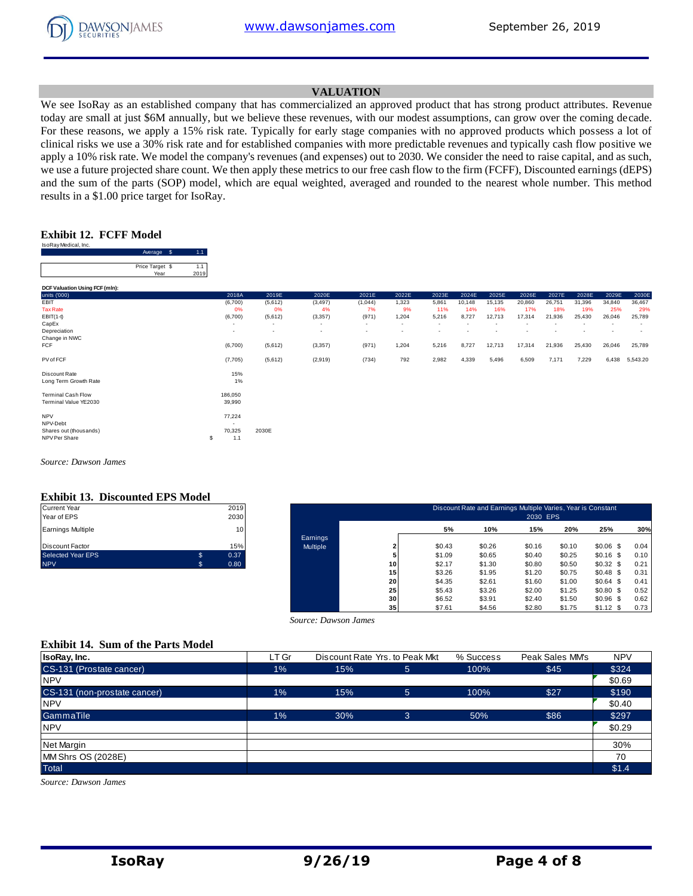## VALUATION

We see IsoRay as an established company that has commercialized an approved product that has strong product attributes. Revenue today are small at just $6M annually, but we believe these revenues, with our modest assumptions, can grow over the coming decade. For these reasons, we apply a 15% risk rate. Typically for early stage companies with no approved products which possess a lot of clinical risks we use a 30% risk rate and for established companies with more predictable revenues and typically cash flow positive we apply a 10% risk rate. We model the company's revenues (and expenses) out to 2030. We consider the need to raise capital, and as such, we use a future projected share count. We then apply these metrics to our free cash flow to the firm (FCFF), Discounted earnings (dEPS) and the sum of the parts (SOP) model, which are equal weighted, averaged and rounded to the nearest whole number. This method results in a $1.00 price target for IsoRay.

### Exhibit 12. FCFF Model

IsoRay Medical, Inc.

| | | |
|---|---|---|
| Average | $ | 1.1 |
| Price Target | $ | 1.1 |
| Year | | 2019 |

DCF Valuation Using FCF (mln):

| units ('000) | 2018A | 2019E | 2020E | 2021E | 2022E | 2023E | 2024E | 2025E | 2026E | 2027E | 2028E | 2029E | 2030E |
|---|---|---|---|---|---|---|---|---|---|---|---|---|---|
| EBIT | (6,700) | (5,612) | (3,497) | (1,044) | 1,323 | 5,861 | 10,148 | 15,135 | 20,860 | 26,751 | 31,396 | 34,840 | 36,467 |
| Tax Rate | 0% | 0% | 4% | 7% | 9% | 11% | 14% | 16% | 17% | 18% | 19% | 25% | 29% |
| EBIT(1-t) | (6,700) | (5,612) | (3,357) | (971) | 1,204 | 5,216 | 8,727 | 12,713 | 17,314 | 21,936 | 25,430 | 26,046 | 25,789 |
| CapEx | - | - | - | - | - | - | - | - | - | - | - | - | - |
| Depreciation | - | - | - | - | - | - | - | - | - | - | - | - | - |
| Change in NWC | | | | | | | | | | | | | |
| FCF | (6,700) | (5,612) | (3,357) | (971) | 1,204 | 5,216 | 8,727 | 12,713 | 17,314 | 21,936 | 25,430 | 26,046 | 25,789 |
| | | | | | | | | | | | | | |
| PV of FCF | (7,705) | (5,612) | (2,919) | (734) | 792 | 2,982 | 4,339 | 5,496 | 6,509 | 7,171 | 7,229 | 6,438 | 5,543.20 |

| | | |
|---|---|---|
| Discount Rate | 15% | |
| Long Term Growth Rate | 1% | |
| | | |
| Terminal Cash Flow | 186,050 | |
| Terminal Value YE2030 | 39,990 | |
| | | |
| NPV | 77,224 | |
| NPV-Debt | - | |
| Shares out (thousands) | 70,325 | 2030E |
| NPV Per Share | $ 1.1 | |

*Source: Dawson James*

### Exhibit 13. Discounted EPS Model

| | | |
|---|---|---|
| Current Year | | 2019 |
| Year of EPS | | 2030 |
| Earnings Multiple | | 10 |
| Discount Factor | | 15% |
| Selected Year EPS | $ | 0.37 |
| NPV | $ | 0.80 |

Discount Rate and Earnings Multiple Varies, Year is Constant — 2030 EPS

| Earnings Multiple | 5% | 10% | 15% | 20% | 25% | 30% |
|---|---|---|---|---|---|---|
| 2 | $0.43 | $0.26 | $0.16 | $0.10 | $0.06 | $ 0.04 |
| 5 | $1.09 | $0.65 | $0.40 | $0.25 | $0.16 | $ 0.10 |
| 10 | $2.17 | $1.30 | $0.80 | $0.50 | $0.32 | $ 0.21 |
| 15 | $3.26 | $1.95 | $1.20 | $0.75 | $0.48 | $ 0.31 |
| 20 | $4.35 | $2.61 | $1.60 | $1.00 | $0.64 | $ 0.41 |
| 25 | $5.43 | $3.26 | $2.00 | $1.25 | $0.80 | $ 0.52 |
| 30 | $6.52 | $3.91 | $2.40 | $1.50 | $0.96 | $ 0.62 |
| 35 | $7.61 | $4.56 | $2.80 | $1.75 | $1.12 | $ 0.73 |

*Source: Dawson James*

### Exhibit 14. Sum of the Parts Model

| IsoRay, Inc. | LT Gr | Discount Rate | Yrs. to Peak Mkt | % Success | Peak Sales MM's | NPV |
|---|---|---|---|---|---|---|
| CS-131 (Prostate cancer) | 1% | 15% | 5 | 100% | $45 | $324 |
| NPV | | | | | | $0.69 |
| CS-131 (non-prostate cancer) | 1% | 15% | 5 | 100% | $27 | $190 |
| NPV | | | | | | $0.40 |
| GammaTile | 1% | 30% | 3 | 50% | $86 | $297 |
| NPV | | | | | | $0.29 |
| | | | | | | |
| Net Margin | | | | | | 30% |
| MM Shrs OS (2028E) | | | | | | 70 |
| Total | | | | | | $1.4 |

*Source: Dawson James*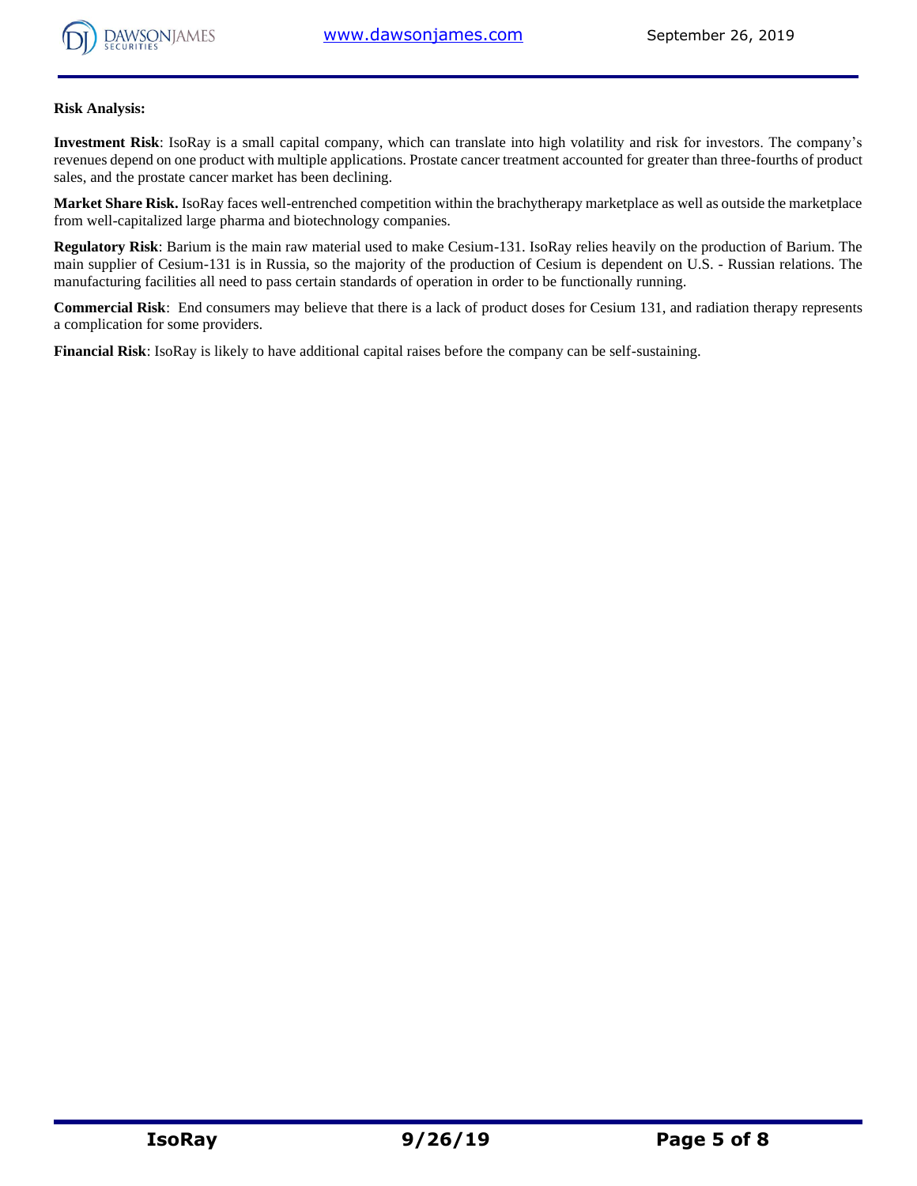**Risk Analysis:**

**Investment Risk**: IsoRay is a small capital company, which can translate into high volatility and risk for investors. The company's revenues depend on one product with multiple applications. Prostate cancer treatment accounted for greater than three-fourths of product sales, and the prostate cancer market has been declining.

**Market Share Risk.** IsoRay faces well-entrenched competition within the brachytherapy marketplace as well as outside the marketplace from well-capitalized large pharma and biotechnology companies.

**Regulatory Risk**: Barium is the main raw material used to make Cesium-131. IsoRay relies heavily on the production of Barium. The main supplier of Cesium-131 is in Russia, so the majority of the production of Cesium is dependent on U.S. - Russian relations. The manufacturing facilities all need to pass certain standards of operation in order to be functionally running.

**Commercial Risk**: End consumers may believe that there is a lack of product doses for Cesium 131, and radiation therapy represents a complication for some providers.

**Financial Risk**: IsoRay is likely to have additional capital raises before the company can be self-sustaining.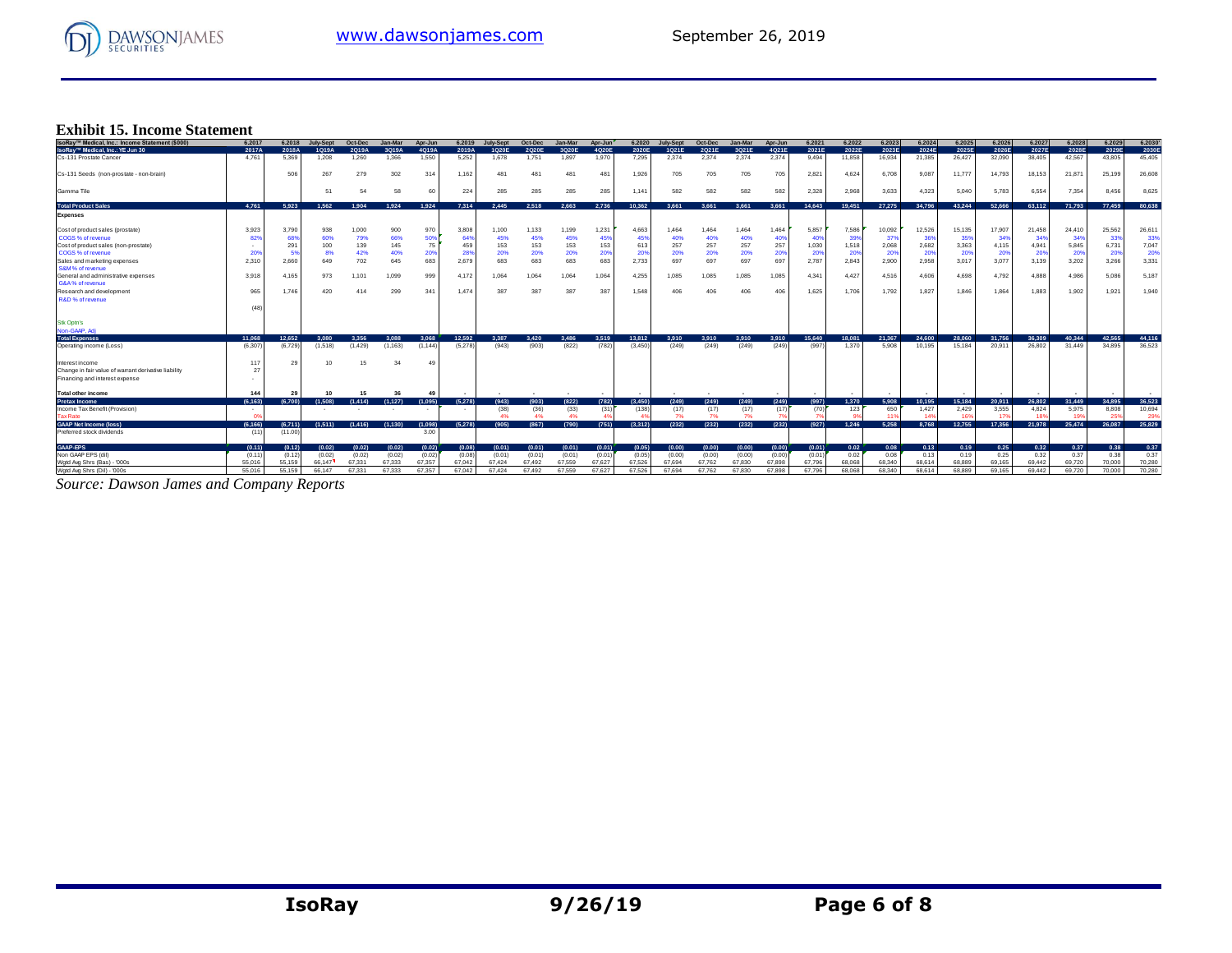## Exhibit 15. Income Statement

| IsoRay™ Medical, Inc.: Income Statement ($000) | 6.2017 | 6.2018 | July-Sept | Oct-Dec | Jan-Mar | Apr-Jun | 6.2019 | July-Sept | Oct-Dec | Jan-Mar | Apr-Jun | 6.2020 | July-Sept | Oct-Dec | Jan-Mar | Apr-Jun | 6.2021 | 6.2022 | 6.2023 | 6.2024 | 6.2025 | 6.2026 | 6.2027 | 6.2028 | 6.2029 | 6.2030 |
|---|---|---|---|---|---|---|---|---|---|---|---|---|---|---|---|---|---|---|---|---|---|---|---|---|---|---|
| IsoRay™ Medical, Inc.: YE Jun 30 | 2017A | 2018A | 1Q19A | 2Q19A | 3Q19A | 4Q19A | 2019A | 1Q20E | 2Q20E | 3Q20E | 4Q20E | 2020E | 1Q21E | 2Q21E | 3Q21E | 4Q21E | 2021E | 2022E | 2023E | 2024E | 2025E | 2026E | 2027E | 2028E | 2029E | 2030E |
| Cs-131 Prostate Cancer | 4,761 | 5,369 | 1,208 | 1,260 | 1,366 | 1,550 | 5,252 | 1,678 | 1,751 | 1,897 | 1,970 | 7,295 | 2,374 | 2,374 | 2,374 | 2,374 | 9,494 | 11,858 | 16,934 | 21,385 | 26,427 | 32,090 | 38,405 | 42,567 | 43,805 | 45,405 |
| Cs-131 Seeds (non-prostate - non-brain) | | 506 | 267 | 279 | 302 | 314 | 1,162 | 481 | 481 | 481 | 481 | 1,926 | 705 | 705 | 705 | 705 | 2,821 | 4,624 | 6,708 | 9,087 | 11,777 | 14,793 | 18,153 | 21,871 | 25,199 | 26,608 |
| Gamma Tile | | | 51 | 54 | 58 | 60 | 224 | 285 | 285 | 285 | 285 | 1,141 | 582 | 582 | 582 | 582 | 2,328 | 2,968 | 3,633 | 4,323 | 5,040 | 5,783 | 6,554 | 7,354 | 8,456 | 8,625 |
| **Total Product Sales** | 4,761 | 5,923 | 1,562 | 1,904 | 1,924 | 1,924 | 7,314 | 2,445 | 2,518 | 2,663 | 2,736 | 10,362 | 3,661 | 3,661 | 3,661 | 3,661 | 14,643 | 19,451 | 27,275 | 34,796 | 43,244 | 52,666 | 63,112 | 71,793 | 77,459 | 80,638 |
| **Expenses** | | | | | | | | | | | | | | | | | | | | | | | | | | |
| Cost of product sales (prostate) | 3,923 | 3,790 | 938 | 1,000 | 900 | 970 | 3,808 | 1,100 | 1,133 | 1,199 | 1,231 | 4,663 | 1,464 | 1,464 | 1,464 | 1,464 | 5,857 | 7,586 | 10,092 | 12,526 | 15,135 | 17,907 | 21,458 | 24,410 | 25,562 | 26,611 |
| COGS % of revenue | 82% | 68% | 60% | 79% | 66% | 50% | 64% | 45% | 45% | 45% | 45% | 45% | 40% | 40% | 40% | 40% | 40% | 39% | 37% | 36% | 35% | 34% | 34% | 34% | 33% | 33% |
| Cost of product sales (non-prostate) | - | 291 | 100 | 139 | 145 | 75 | 459 | 153 | 153 | 153 | 153 | 613 | 257 | 257 | 257 | 257 | 1,030 | 1,518 | 2,068 | 2,682 | 3,363 | 4,115 | 4,941 | 5,845 | 6,731 | 7,047 |
| COGS % of revenue | 20% | 5% | 8% | 42% | 40% | 20% | 28% | 20% | 20% | 20% | 20% | 20% | 20% | 20% | 20% | 20% | 20% | 20% | 20% | 20% | 20% | 20% | 20% | 20% | 20% | 20% |
| Sales and marketing expenses | 2,310 | 2,660 | 649 | 702 | 645 | 683 | 2,679 | 683 | 683 | 683 | 683 | 2,733 | 697 | 697 | 697 | 697 | 2,787 | 2,843 | 2,900 | 2,958 | 3,017 | 3,077 | 3,139 | 3,202 | 3,266 | 3,331 |
| S&M % of revenue | | | | | | | | | | | | | | | | | | | | | | | | | | |
| General and administrative expenses | 3,918 | 4,165 | 973 | 1,101 | 1,099 | 999 | 4,172 | 1,064 | 1,064 | 1,064 | 1,064 | 4,255 | 1,085 | 1,085 | 1,085 | 1,085 | 4,341 | 4,427 | 4,516 | 4,606 | 4,698 | 4,792 | 4,888 | 4,986 | 5,086 | 5,187 |
| G&A % of revenue | | | | | | | | | | | | | | | | | | | | | | | | | | |
| Research and development | 965 | 1,746 | 420 | 414 | 299 | 341 | 1,474 | 387 | 387 | 387 | 387 | 1,548 | 406 | 406 | 406 | 406 | 1,625 | 1,706 | 1,792 | 1,827 | 1,846 | 1,864 | 1,883 | 1,902 | 1,921 | 1,940 |
| R&D % of revenue | | | | | | | | | | | | | | | | | | | | | | | | | | |
| | (48) | | | | | | | | | | | | | | | | | | | | | | | | | |
| Stk Optn's | | | | | | | | | | | | | | | | | | | | | | | | | | |
| Non-GAAP, Adj | | | | | | | | | | | | | | | | | | | | | | | | | | |
| **Total Expenses** | 11,068 | 12,652 | 3,080 | 3,356 | 3,088 | 3,068 | 12,592 | 3,387 | 3,420 | 3,486 | 3,519 | 13,812 | 3,910 | 3,910 | 3,910 | 3,910 | 15,640 | 18,081 | 21,367 | 24,600 | 28,060 | 31,756 | 36,309 | 40,344 | 42,565 | 44,116 |
| Operating income (Loss) | (6,307) | (6,729) | (1,518) | (1,429) | (1,163) | (1,144) | (5,278) | (943) | (903) | (822) | (782) | (3,450) | (249) | (249) | (249) | (249) | (997) | 1,370 | 5,908 | 10,195 | 15,184 | 20,911 | 26,802 | 31,449 | 34,895 | 36,523 |
| Interest income | 117 | 29 | 10 | 15 | 34 | 49 | | | | | | | | | | | | | | | | | | | | |
| Change in fair value of warrant derivative liability | 27 | | | | | | | | | | | | | | | | | | | | | | | | | |
| Financing and interest expense | - | | | | | | | | | | | | | | | | | | | | | | | | | |
| **Total other income** | 144 | 29 | 10 | 15 | 36 | 49 | - | - | - | - | - | - | - | - | - | - | - | - | - | - | - | - | - | - | - | - |
| **Pretax Income** | (6,163) | (6,700) | (1,508) | (1,414) | (1,127) | (1,095) | (5,278) | (943) | (903) | (822) | (782) | (3,450) | (249) | (249) | (249) | (249) | (997) | 1,370 | 5,908 | 10,195 | 15,184 | 20,911 | 26,802 | 31,449 | 34,895 | 36,523 |
| Income Tax Benefit (Provision) | - | | - | - | - | - | - | (38) | (36) | (33) | (31) | (138) | (17) | (17) | (17) | (17) | (70) | 123 | 650 | 1,427 | 2,429 | 3,555 | 4,824 | 5,975 | 8,808 | 10,694 |
| Tax Rate | 0% | | | | | | | 4% | 4% | 4% | 4% | 4% | 7% | 7% | 7% | 7% | 7% | 9% | 11% | 14% | 16% | 17% | 18% | 19% | 25% | 29% |
| **GAAP Net Income (loss)** | (6,166) | (6,711) | (1,511) | (1,416) | (1,130) | (1,098) | (5,278) | (905) | (867) | (790) | (751) | (3,312) | (232) | (232) | (232) | (232) | (927) | 1,246 | 5,258 | 8,768 | 12,755 | 17,356 | 21,978 | 25,474 | 26,087 | 25,829 |
| Preferred stock dividends | (11) | (11.00) | | | | 3.00 | | | | | | | | | | | | | | | | | | | | |
| **GAAP-EPS** | (0.11) | (0.12) | (0.02) | (0.02) | (0.02) | (0.02) | (0.08) | (0.01) | (0.01) | (0.01) | (0.01) | (0.05) | (0.00) | (0.00) | (0.00) | (0.00) | (0.01) | 0.02 | 0.08 | 0.13 | 0.19 | 0.25 | 0.32 | 0.37 | 0.38 | 0.37 |
| Non GAAP EPS (dil) | (0.11) | (0.12) | (0.02) | (0.02) | (0.02) | (0.02) | (0.08) | (0.01) | (0.01) | (0.01) | (0.01) | (0.05) | (0.00) | (0.00) | (0.00) | (0.00) | (0.01) | 0.02 | 0.08 | 0.13 | 0.19 | 0.25 | 0.32 | 0.37 | 0.38 | 0.37 |
| Wgtd Avg Shrs (Bas) - '000s | 55,016 | 55,159 | 66,147 | 67,331 | 67,333 | 67,357 | 67,042 | 67,424 | 67,492 | 67,559 | 67,627 | 67,526 | 67,694 | 67,762 | 67,830 | 67,898 | 67,796 | 68,068 | 68,340 | 68,614 | 68,889 | 69,165 | 69,442 | 69,720 | 70,000 | 70,280 |
| Wgtd Avg Shrs (Dil) - '000s | 55,016 | 55,159 | 66,147 | 67,331 | 67,333 | 67,357 | 67,042 | 67,424 | 67,492 | 67,559 | 67,627 | 67,526 | 67,694 | 67,762 | 67,830 | 67,898 | 67,796 | 68,068 | 68,340 | 68,614 | 68,889 | 69,165 | 69,442 | 69,720 | 70,000 | 70,280 |

*Source: Dawson James and Company Reports*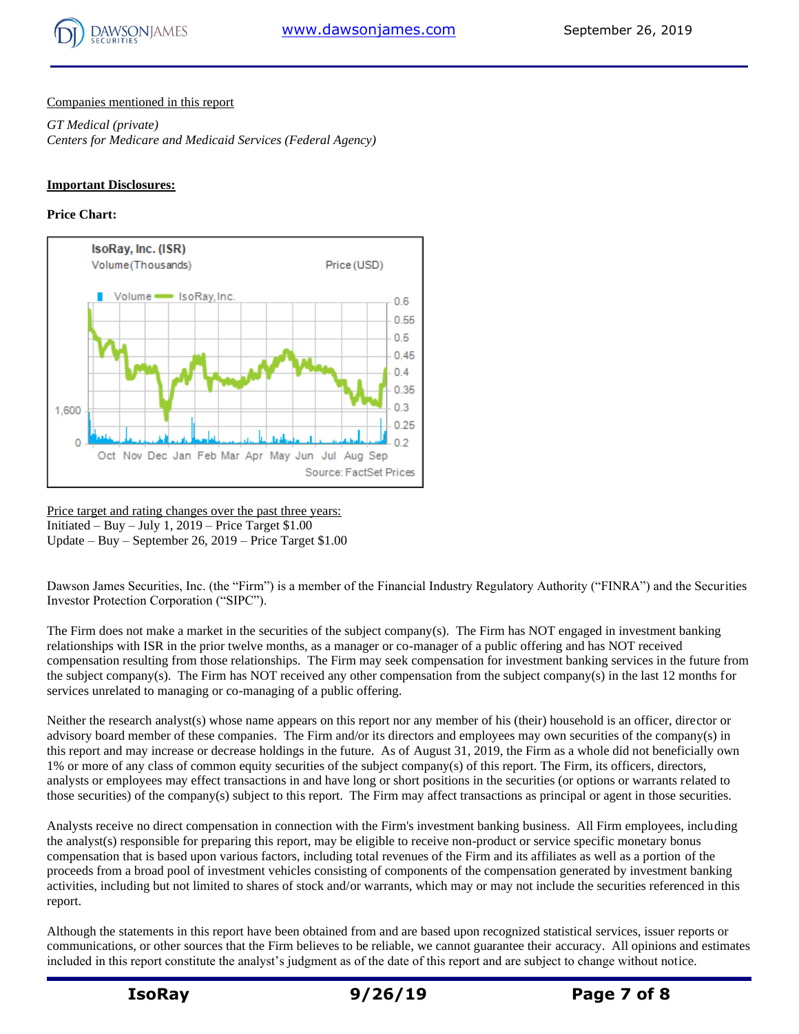Companies mentioned in this report

*GT Medical (private)*
*Centers for Medicare and Medicaid Services (Federal Agency)*

**Important Disclosures:**

**Price Chart:**

Price target and rating changes over the past three years:
Initiated – Buy – July 1, 2019 – Price Target $1.00
Update – Buy – September 26, 2019 – Price Target $1.00

Dawson James Securities, Inc. (the "Firm") is a member of the Financial Industry Regulatory Authority ("FINRA") and the Securities Investor Protection Corporation ("SIPC").

The Firm does not make a market in the securities of the subject company(s). The Firm has NOT engaged in investment banking relationships with ISR in the prior twelve months, as a manager or co-manager of a public offering and has NOT received compensation resulting from those relationships. The Firm may seek compensation for investment banking services in the future from the subject company(s). The Firm has NOT received any other compensation from the subject company(s) in the last 12 months for services unrelated to managing or co-managing of a public offering.

Neither the research analyst(s) whose name appears on this report nor any member of his (their) household is an officer, director or advisory board member of these companies. The Firm and/or its directors and employees may own securities of the company(s) in this report and may increase or decrease holdings in the future. As of August 31, 2019, the Firm as a whole did not beneficially own 1% or more of any class of common equity securities of the subject company(s) of this report. The Firm, its officers, directors, analysts or employees may effect transactions in and have long or short positions in the securities (or options or warrants related to those securities) of the company(s) subject to this report. The Firm may affect transactions as principal or agent in those securities.

Analysts receive no direct compensation in connection with the Firm's investment banking business. All Firm employees, including the analyst(s) responsible for preparing this report, may be eligible to receive non-product or service specific monetary bonus compensation that is based upon various factors, including total revenues of the Firm and its affiliates as well as a portion of the proceeds from a broad pool of investment vehicles consisting of components of the compensation generated by investment banking activities, including but not limited to shares of stock and/or warrants, which may or may not include the securities referenced in this report.

Although the statements in this report have been obtained from and are based upon recognized statistical services, issuer reports or communications, or other sources that the Firm believes to be reliable, we cannot guarantee their accuracy. All opinions and estimates included in this report constitute the analyst's judgment as of the date of this report and are subject to change without notice.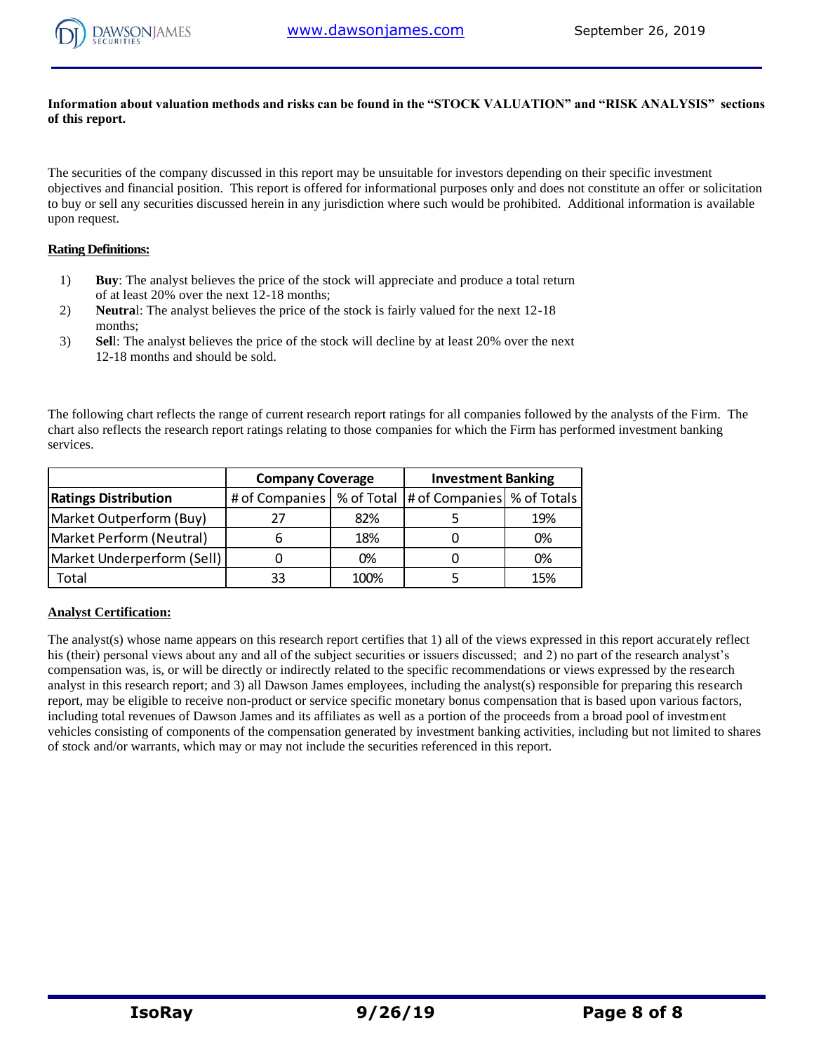**Information about valuation methods and risks can be found in the "STOCK VALUATION" and "RISK ANALYSIS" sections of this report.**

The securities of the company discussed in this report may be unsuitable for investors depending on their specific investment objectives and financial position. This report is offered for informational purposes only and does not constitute an offer or solicitation to buy or sell any securities discussed herein in any jurisdiction where such would be prohibited. Additional information is available upon request.

**Rating Definitions:**

1) **Buy**: The analyst believes the price of the stock will appreciate and produce a total return of at least 20% over the next 12-18 months;
2) **Neutra**l: The analyst believes the price of the stock is fairly valued for the next 12-18 months;
3) **Sel**l: The analyst believes the price of the stock will decline by at least 20% over the next 12-18 months and should be sold.

The following chart reflects the range of current research report ratings for all companies followed by the analysts of the Firm. The chart also reflects the research report ratings relating to those companies for which the Firm has performed investment banking services.

| | **Company Coverage** | | **Investment Banking** | |
|---|---|---|---|---|
| **Ratings Distribution** | # of Companies | % of Total | # of Companies | % of Totals |
| Market Outperform (Buy) | 27 | 82% | 5 | 19% |
| Market Perform (Neutral) | 6 | 18% | 0 | 0% |
| Market Underperform (Sell) | 0 | 0% | 0 | 0% |
| Total | 33 | 100% | 5 | 15% |

**Analyst Certification:**

The analyst(s) whose name appears on this research report certifies that 1) all of the views expressed in this report accurately reflect his (their) personal views about any and all of the subject securities or issuers discussed; and 2) no part of the research analyst's compensation was, is, or will be directly or indirectly related to the specific recommendations or views expressed by the research analyst in this research report; and 3) all Dawson James employees, including the analyst(s) responsible for preparing this research report, may be eligible to receive non-product or service specific monetary bonus compensation that is based upon various factors, including total revenues of Dawson James and its affiliates as well as a portion of the proceeds from a broad pool of investment vehicles consisting of components of the compensation generated by investment banking activities, including but not limited to shares of stock and/or warrants, which may or may not include the securities referenced in this report.